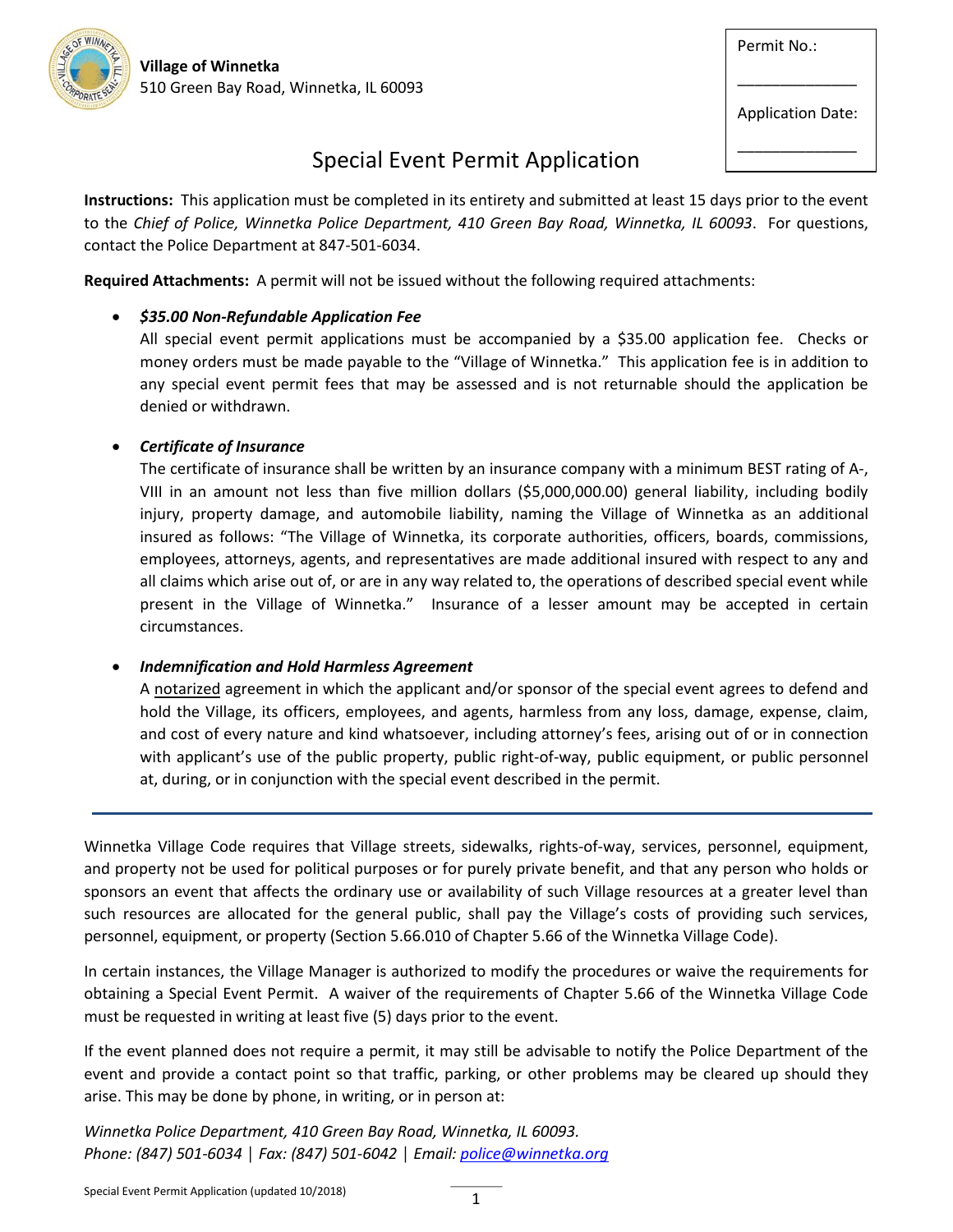**Village of Winnetka**
510 Green Bay Road, Winnetka, IL 60093

| Permit No.: |
| --- |
| _____________ |
| Application Date: |
| _____________ |

# Special Event Permit Application

**Instructions:** This application must be completed in its entirety and submitted at least 15 days prior to the event to the *Chief of Police, Winnetka Police Department, 410 Green Bay Road, Winnetka, IL 60093*. For questions, contact the Police Department at 847-501-6034.

**Required Attachments:** A permit will not be issued without the following required attachments:

- ***$35.00 Non-Refundable Application Fee***
  All special event permit applications must be accompanied by a $35.00 application fee. Checks or money orders must be made payable to the "Village of Winnetka." This application fee is in addition to any special event permit fees that may be assessed and is not returnable should the application be denied or withdrawn.

- ***Certificate of Insurance***
  The certificate of insurance shall be written by an insurance company with a minimum BEST rating of A-, VIII in an amount not less than five million dollars ($5,000,000.00) general liability, including bodily injury, property damage, and automobile liability, naming the Village of Winnetka as an additional insured as follows: "The Village of Winnetka, its corporate authorities, officers, boards, commissions, employees, attorneys, agents, and representatives are made additional insured with respect to any and all claims which arise out of, or are in any way related to, the operations of described special event while present in the Village of Winnetka." Insurance of a lesser amount may be accepted in certain circumstances.

- ***Indemnification and Hold Harmless Agreement***
  A notarized agreement in which the applicant and/or sponsor of the special event agrees to defend and hold the Village, its officers, employees, and agents, harmless from any loss, damage, expense, claim, and cost of every nature and kind whatsoever, including attorney's fees, arising out of or in connection with applicant's use of the public property, public right-of-way, public equipment, or public personnel at, during, or in conjunction with the special event described in the permit.

---

Winnetka Village Code requires that Village streets, sidewalks, rights-of-way, services, personnel, equipment, and property not be used for political purposes or for purely private benefit, and that any person who holds or sponsors an event that affects the ordinary use or availability of such Village resources at a greater level than such resources are allocated for the general public, shall pay the Village's costs of providing such services, personnel, equipment, or property (Section 5.66.010 of Chapter 5.66 of the Winnetka Village Code).

In certain instances, the Village Manager is authorized to modify the procedures or waive the requirements for obtaining a Special Event Permit. A waiver of the requirements of Chapter 5.66 of the Winnetka Village Code must be requested in writing at least five (5) days prior to the event.

If the event planned does not require a permit, it may still be advisable to notify the Police Department of the event and provide a contact point so that traffic, parking, or other problems may be cleared up should they arise. This may be done by phone, in writing, or in person at:

*Winnetka Police Department, 410 Green Bay Road, Winnetka, IL 60093.*
*Phone: (847) 501-6034 | Fax: (847) 501-6042 | Email: police@winnetka.org*

Special Event Permit Application (updated 10/2018)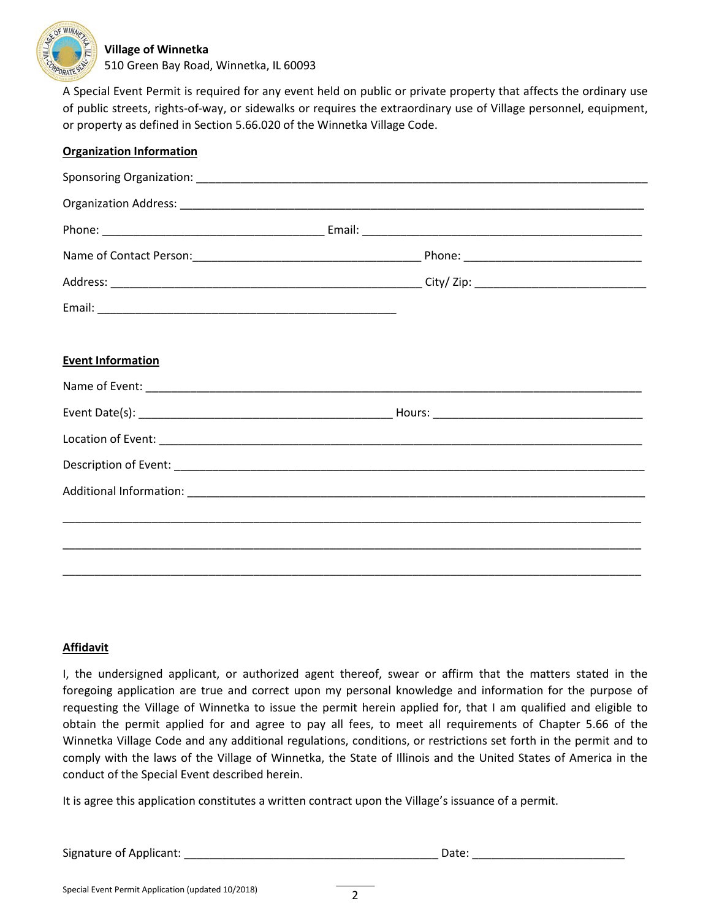**Village of Winnetka**
510 Green Bay Road, Winnetka, IL 60093

A Special Event Permit is required for any event held on public or private property that affects the ordinary use of public streets, rights-of-way, or sidewalks or requires the extraordinary use of Village personnel, equipment, or property as defined in Section 5.66.020 of the Winnetka Village Code.

**Organization Information**

Sponsoring Organization: ____________________________________________

Organization Address: ____________________________________________

Phone: ______________________ Email: ______________________

Name of Contact Person: ______________________ Phone: ______________________

Address: ______________________ City/ Zip: ______________________

Email: ______________________

**Event Information**

Name of Event: ____________________________________________

Event Date(s): ______________________ Hours: ______________________

Location of Event: ____________________________________________

Description of Event: ____________________________________________

Additional Information: ____________________________________________

____________________________________________

____________________________________________

____________________________________________

**Affidavit**

I, the undersigned applicant, or authorized agent thereof, swear or affirm that the matters stated in the foregoing application are true and correct upon my personal knowledge and information for the purpose of requesting the Village of Winnetka to issue the permit herein applied for, that I am qualified and eligible to obtain the permit applied for and agree to pay all fees, to meet all requirements of Chapter 5.66 of the Winnetka Village Code and any additional regulations, conditions, or restrictions set forth in the permit and to comply with the laws of the Village of Winnetka, the State of Illinois and the United States of America in the conduct of the Special Event described herein.

It is agree this application constitutes a written contract upon the Village's issuance of a permit.

Signature of Applicant: ______________________ Date: ______________________

Special Event Permit Application (updated 10/2018)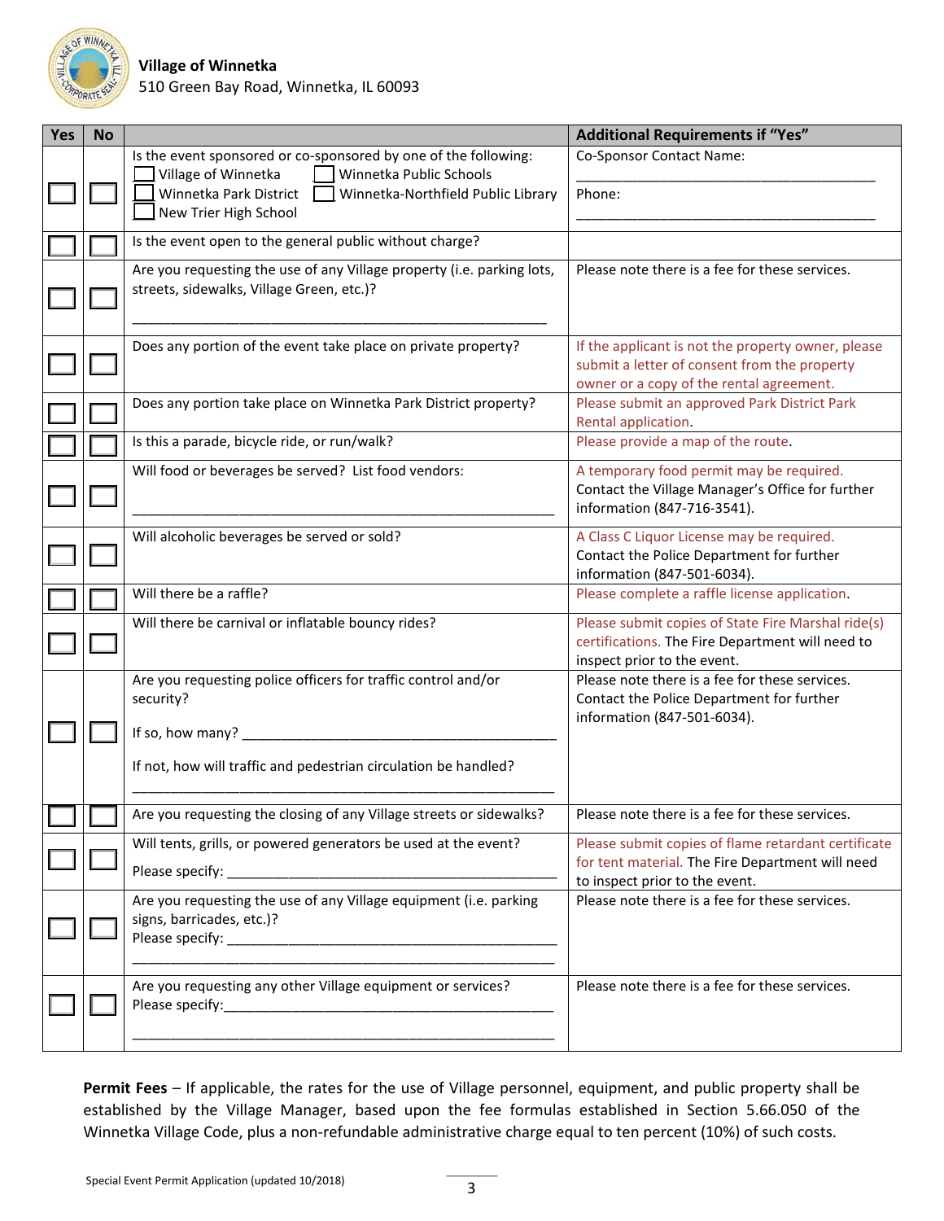**Village of Winnetka**
510 Green Bay Road, Winnetka, IL 60093

| Yes | No | | Additional Requirements if "Yes" |
|---|---|---|---|
| ☐ | ☐ | Is the event sponsored or co-sponsored by one of the following:<br>☐ Village of Winnetka ☐ Winnetka Public Schools<br>☐ Winnetka Park District ☐ Winnetka-Northfield Public Library<br>☐ New Trier High School | Co-Sponsor Contact Name:<br>\_\_\_\_\_\_\_\_\_\_\_\_\_\_\_\_\_\_\_\_\_\_\_\_\_\_\_\_\_\_\_\_\_\_\_\_\_\_<br>Phone:<br>\_\_\_\_\_\_\_\_\_\_\_\_\_\_\_\_\_\_\_\_\_\_\_\_\_\_\_\_\_\_\_\_\_\_\_\_\_\_ |
| ☐ | ☐ | Is the event open to the general public without charge? | |
| ☐ | ☐ | Are you requesting the use of any Village property (i.e. parking lots, streets, sidewalks, Village Green, etc.)?<br>\_\_\_\_\_\_\_\_\_\_\_\_\_\_\_\_\_\_\_\_\_\_\_\_\_\_\_\_\_\_\_\_\_\_\_\_\_\_\_\_\_\_\_\_\_\_\_\_\_\_ | Please note there is a fee for these services. |
| ☐ | ☐ | Does any portion of the event take place on private property? | If the applicant is not the property owner, please submit a letter of consent from the property owner or a copy of the rental agreement. |
| ☐ | ☐ | Does any portion take place on Winnetka Park District property? | Please submit an approved Park District Park Rental application. |
| ☐ | ☐ | Is this a parade, bicycle ride, or run/walk? | Please provide a map of the route. |
| ☐ | ☐ | Will food or beverages be served? List food vendors:<br>\_\_\_\_\_\_\_\_\_\_\_\_\_\_\_\_\_\_\_\_\_\_\_\_\_\_\_\_\_\_\_\_\_\_\_\_\_\_\_\_\_\_\_\_\_\_\_\_\_\_ | A temporary food permit may be required. Contact the Village Manager's Office for further information (847-716-3541). |
| ☐ | ☐ | Will alcoholic beverages be served or sold? | A Class C Liquor License may be required. Contact the Police Department for further information (847-501-6034). |
| ☐ | ☐ | Will there be a raffle? | Please complete a raffle license application. |
| ☐ | ☐ | Will there be carnival or inflatable bouncy rides? | Please submit copies of State Fire Marshal ride(s) certifications. The Fire Department will need to inspect prior to the event. |
| ☐ | ☐ | Are you requesting police officers for traffic control and/or security?<br>If so, how many? \_\_\_\_\_\_\_\_\_\_\_\_\_\_\_\_\_\_\_\_\_\_\_\_\_\_\_\_\_\_\_\_\_\_\_\_<br>If not, how will traffic and pedestrian circulation be handled?<br>\_\_\_\_\_\_\_\_\_\_\_\_\_\_\_\_\_\_\_\_\_\_\_\_\_\_\_\_\_\_\_\_\_\_\_\_\_\_\_\_\_\_\_\_\_\_\_\_\_\_ | Please note there is a fee for these services. Contact the Police Department for further information (847-501-6034). |
| ☐ | ☐ | Are you requesting the closing of any Village streets or sidewalks? | Please note there is a fee for these services. |
| ☐ | ☐ | Will tents, grills, or powered generators be used at the event?<br>Please specify: \_\_\_\_\_\_\_\_\_\_\_\_\_\_\_\_\_\_\_\_\_\_\_\_\_\_\_\_\_\_\_\_\_\_\_\_\_\_ | Please submit copies of flame retardant certificate for tent material. The Fire Department will need to inspect prior to the event. |
| ☐ | ☐ | Are you requesting the use of any Village equipment (i.e. parking signs, barricades, etc.)?<br>Please specify: \_\_\_\_\_\_\_\_\_\_\_\_\_\_\_\_\_\_\_\_\_\_\_\_\_\_\_\_\_\_\_\_\_\_\_\_\_\_<br>\_\_\_\_\_\_\_\_\_\_\_\_\_\_\_\_\_\_\_\_\_\_\_\_\_\_\_\_\_\_\_\_\_\_\_\_\_\_\_\_\_\_\_\_\_\_\_\_\_\_ | Please note there is a fee for these services. |
| ☐ | ☐ | Are you requesting any other Village equipment or services?<br>Please specify: \_\_\_\_\_\_\_\_\_\_\_\_\_\_\_\_\_\_\_\_\_\_\_\_\_\_\_\_\_\_\_\_\_\_\_\_\_\_<br>\_\_\_\_\_\_\_\_\_\_\_\_\_\_\_\_\_\_\_\_\_\_\_\_\_\_\_\_\_\_\_\_\_\_\_\_\_\_\_\_\_\_\_\_\_\_\_\_\_\_ | Please note there is a fee for these services. |

**Permit Fees** – If applicable, the rates for the use of Village personnel, equipment, and public property shall be established by the Village Manager, based upon the fee formulas established in Section 5.66.050 of the Winnetka Village Code, plus a non-refundable administrative charge equal to ten percent (10%) of such costs.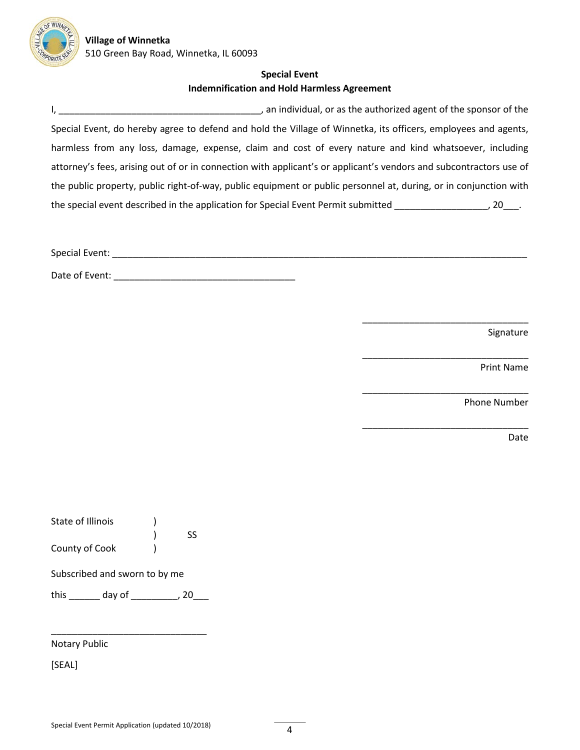**Village of Winnetka**
510 Green Bay Road, Winnetka, IL 60093

## Special Event
## Indemnification and Hold Harmless Agreement

I, ______________________________________, an individual, or as the authorized agent of the sponsor of the Special Event, do hereby agree to defend and hold the Village of Winnetka, its officers, employees and agents, harmless from any loss, damage, expense, claim and cost of every nature and kind whatsoever, including attorney's fees, arising out of or in connection with applicant's or applicant's vendors and subcontractors use of the public property, public right-of-way, public equipment or public personnel at, during, or in conjunction with the special event described in the application for Special Event Permit submitted _________________, 20___.

Special Event: ________________________________________________________________________________

Date of Event: ___________________________________

________________________________
Signature

________________________________
Print Name

________________________________
Phone Number

________________________________
Date

State of Illinois )
) SS
County of Cook )

Subscribed and sworn to by me

this ______ day of _________, 20___

______________________________
Notary Public

[SEAL]